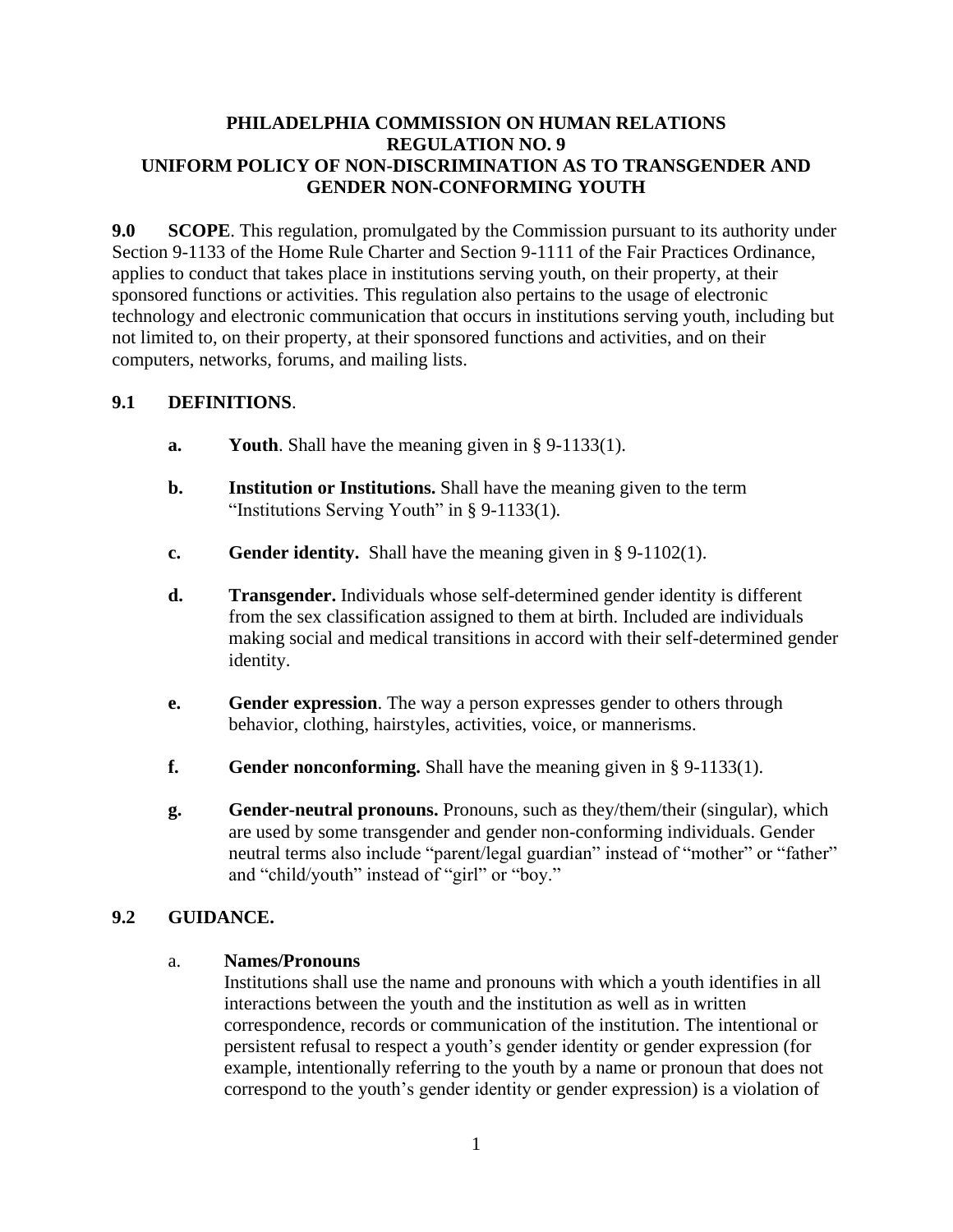# PHILADELPHIA COMMISSION ON HUMAN RELATIONS
## REGULATION NO. 9
## UNIFORM POLICY OF NON-DISCRIMINATION AS TO TRANSGENDER AND GENDER NON-CONFORMING YOUTH

**9.0 SCOPE**. This regulation, promulgated by the Commission pursuant to its authority under Section 9-1133 of the Home Rule Charter and Section 9-1111 of the Fair Practices Ordinance, applies to conduct that takes place in institutions serving youth, on their property, at their sponsored functions or activities. This regulation also pertains to the usage of electronic technology and electronic communication that occurs in institutions serving youth, including but not limited to, on their property, at their sponsored functions and activities, and on their computers, networks, forums, and mailing lists.

**9.1 DEFINITIONS**.

- **a. Youth**. Shall have the meaning given in § 9-1133(1).
- **b. Institution or Institutions.** Shall have the meaning given to the term "Institutions Serving Youth" in § 9-1133(1).
- **c. Gender identity.** Shall have the meaning given in § 9-1102(1).
- **d. Transgender.** Individuals whose self-determined gender identity is different from the sex classification assigned to them at birth. Included are individuals making social and medical transitions in accord with their self-determined gender identity.
- **e. Gender expression**. The way a person expresses gender to others through behavior, clothing, hairstyles, activities, voice, or mannerisms.
- **f. Gender nonconforming.** Shall have the meaning given in § 9-1133(1).
- **g. Gender-neutral pronouns.** Pronouns, such as they/them/their (singular), which are used by some transgender and gender non-conforming individuals. Gender neutral terms also include "parent/legal guardian" instead of "mother" or "father" and "child/youth" instead of "girl" or "boy."

**9.2 GUIDANCE.**

a. **Names/Pronouns**

Institutions shall use the name and pronouns with which a youth identifies in all interactions between the youth and the institution as well as in written correspondence, records or communication of the institution. The intentional or persistent refusal to respect a youth's gender identity or gender expression (for example, intentionally referring to the youth by a name or pronoun that does not correspond to the youth's gender identity or gender expression) is a violation of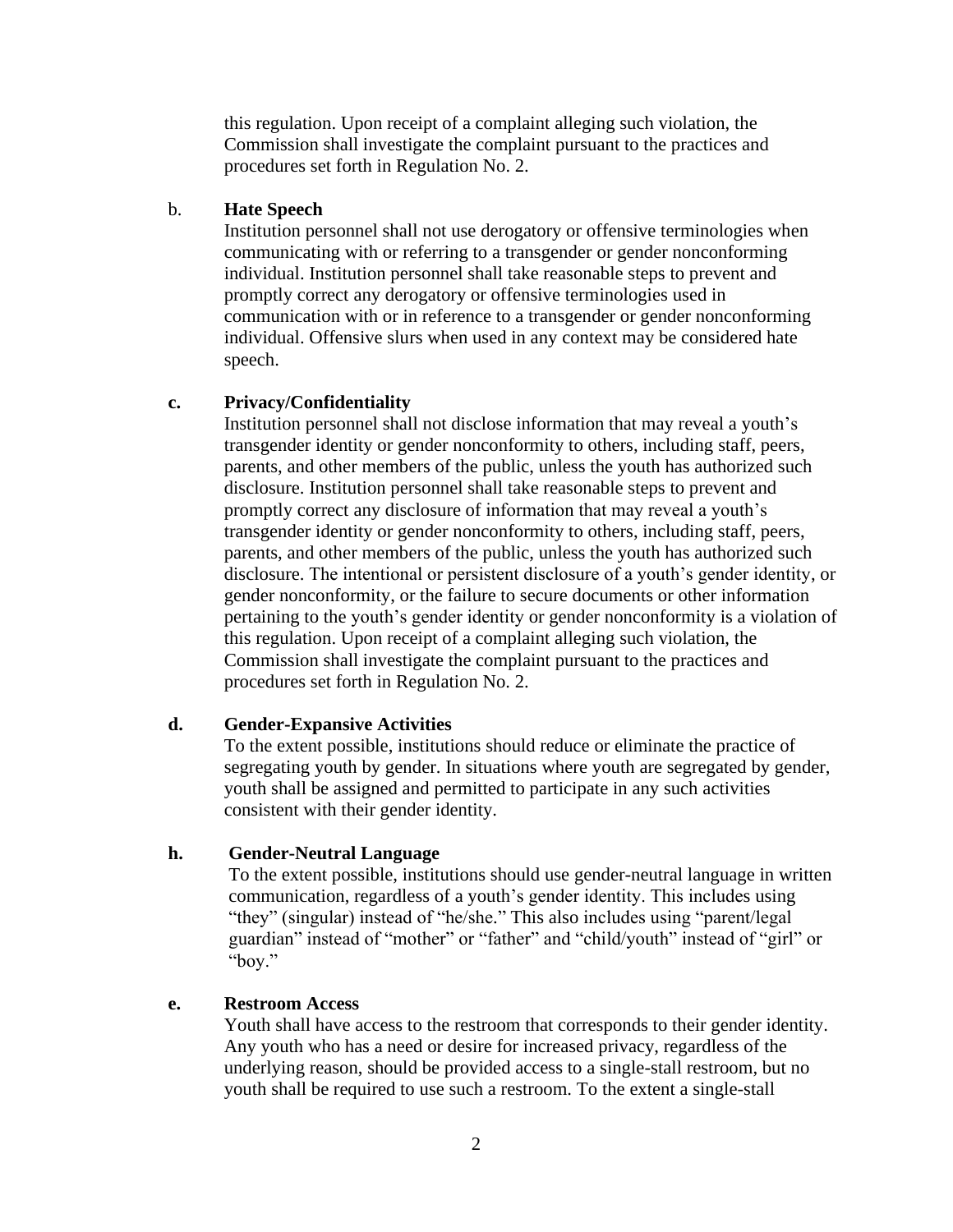this regulation. Upon receipt of a complaint alleging such violation, the Commission shall investigate the complaint pursuant to the practices and procedures set forth in Regulation No. 2.

b. **Hate Speech**

Institution personnel shall not use derogatory or offensive terminologies when communicating with or referring to a transgender or gender nonconforming individual. Institution personnel shall take reasonable steps to prevent and promptly correct any derogatory or offensive terminologies used in communication with or in reference to a transgender or gender nonconforming individual. Offensive slurs when used in any context may be considered hate speech.

**c. Privacy/Confidentiality**

Institution personnel shall not disclose information that may reveal a youth's transgender identity or gender nonconformity to others, including staff, peers, parents, and other members of the public, unless the youth has authorized such disclosure. Institution personnel shall take reasonable steps to prevent and promptly correct any disclosure of information that may reveal a youth's transgender identity or gender nonconformity to others, including staff, peers, parents, and other members of the public, unless the youth has authorized such disclosure. The intentional or persistent disclosure of a youth's gender identity, or gender nonconformity, or the failure to secure documents or other information pertaining to the youth's gender identity or gender nonconformity is a violation of this regulation. Upon receipt of a complaint alleging such violation, the Commission shall investigate the complaint pursuant to the practices and procedures set forth in Regulation No. 2.

**d. Gender-Expansive Activities**

To the extent possible, institutions should reduce or eliminate the practice of segregating youth by gender. In situations where youth are segregated by gender, youth shall be assigned and permitted to participate in any such activities consistent with their gender identity.

**h. Gender-Neutral Language**

To the extent possible, institutions should use gender-neutral language in written communication, regardless of a youth's gender identity. This includes using "they" (singular) instead of "he/she." This also includes using "parent/legal guardian" instead of "mother" or "father" and "child/youth" instead of "girl" or "boy."

**e. Restroom Access**

Youth shall have access to the restroom that corresponds to their gender identity. Any youth who has a need or desire for increased privacy, regardless of the underlying reason, should be provided access to a single-stall restroom, but no youth shall be required to use such a restroom. To the extent a single-stall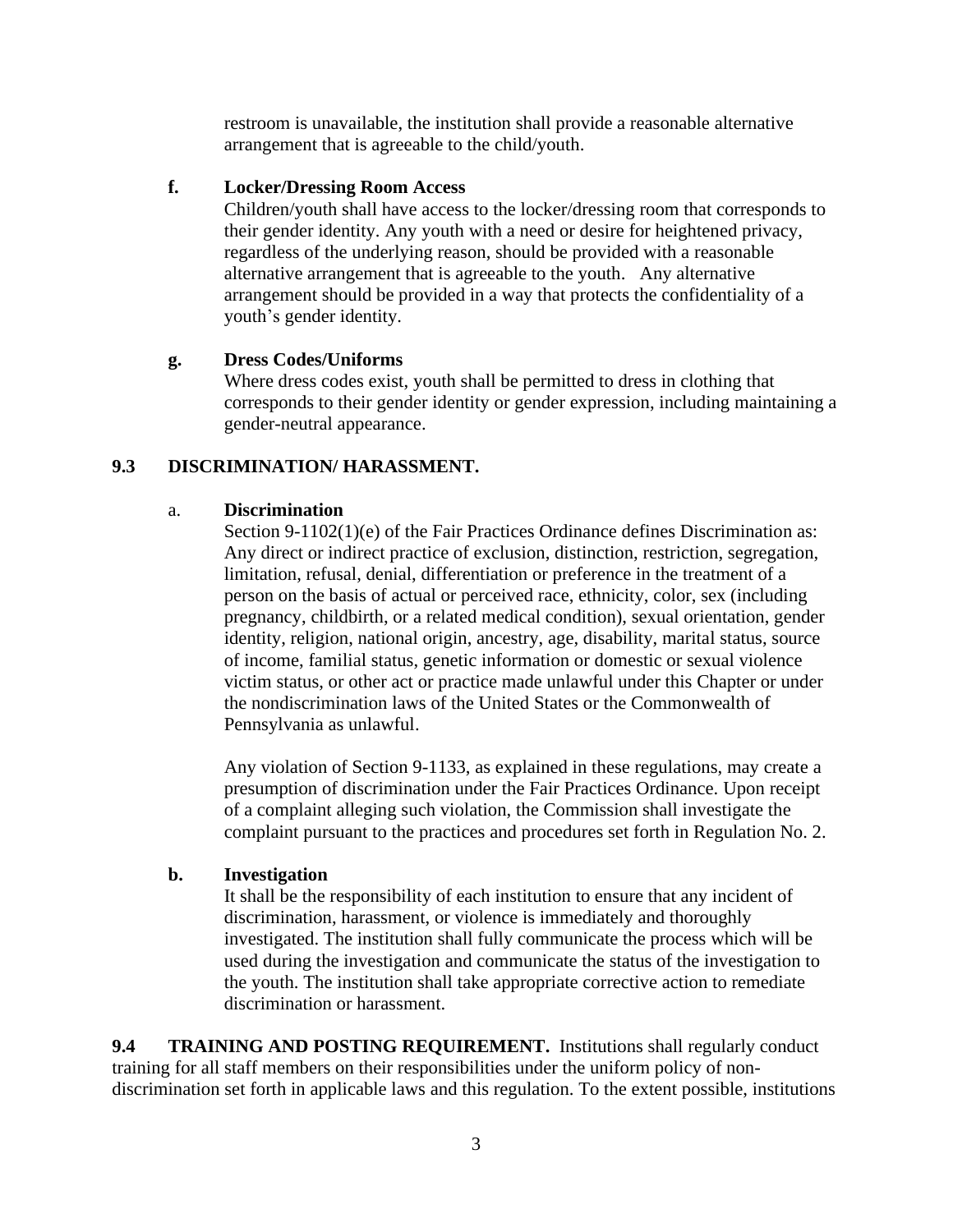restroom is unavailable, the institution shall provide a reasonable alternative arrangement that is agreeable to the child/youth.

**f. Locker/Dressing Room Access**

Children/youth shall have access to the locker/dressing room that corresponds to their gender identity. Any youth with a need or desire for heightened privacy, regardless of the underlying reason, should be provided with a reasonable alternative arrangement that is agreeable to the youth. Any alternative arrangement should be provided in a way that protects the confidentiality of a youth's gender identity.

**g. Dress Codes/Uniforms**

Where dress codes exist, youth shall be permitted to dress in clothing that corresponds to their gender identity or gender expression, including maintaining a gender-neutral appearance.

## 9.3 DISCRIMINATION/ HARASSMENT.

a. **Discrimination**

Section 9-1102(1)(e) of the Fair Practices Ordinance defines Discrimination as: Any direct or indirect practice of exclusion, distinction, restriction, segregation, limitation, refusal, denial, differentiation or preference in the treatment of a person on the basis of actual or perceived race, ethnicity, color, sex (including pregnancy, childbirth, or a related medical condition), sexual orientation, gender identity, religion, national origin, ancestry, age, disability, marital status, source of income, familial status, genetic information or domestic or sexual violence victim status, or other act or practice made unlawful under this Chapter or under the nondiscrimination laws of the United States or the Commonwealth of Pennsylvania as unlawful.

Any violation of Section 9-1133, as explained in these regulations, may create a presumption of discrimination under the Fair Practices Ordinance. Upon receipt of a complaint alleging such violation, the Commission shall investigate the complaint pursuant to the practices and procedures set forth in Regulation No. 2.

**b. Investigation**

It shall be the responsibility of each institution to ensure that any incident of discrimination, harassment, or violence is immediately and thoroughly investigated. The institution shall fully communicate the process which will be used during the investigation and communicate the status of the investigation to the youth. The institution shall take appropriate corrective action to remediate discrimination or harassment.

**9.4 TRAINING AND POSTING REQUIREMENT.** Institutions shall regularly conduct training for all staff members on their responsibilities under the uniform policy of non-discrimination set forth in applicable laws and this regulation. To the extent possible, institutions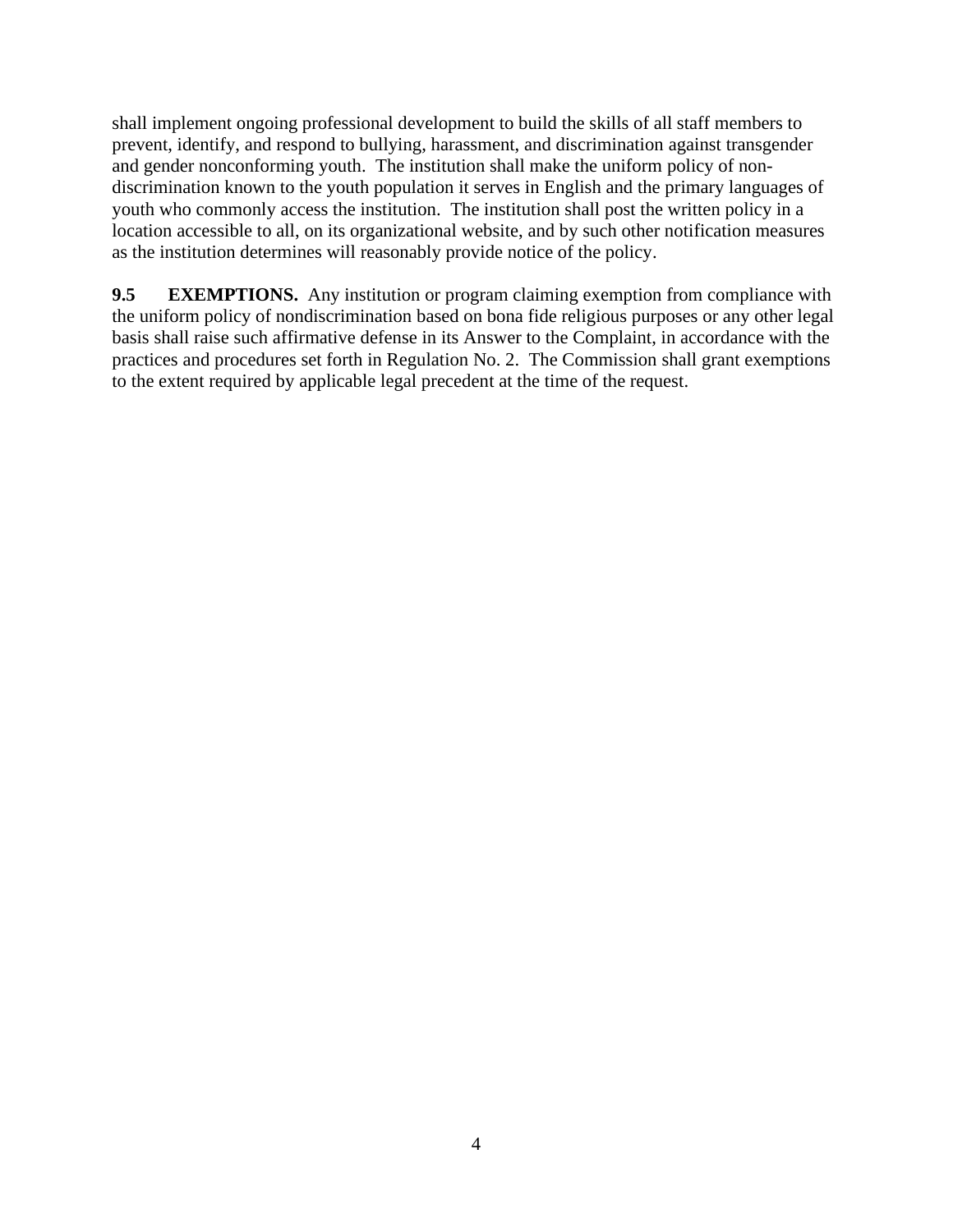shall implement ongoing professional development to build the skills of all staff members to prevent, identify, and respond to bullying, harassment, and discrimination against transgender and gender nonconforming youth. The institution shall make the uniform policy of non-discrimination known to the youth population it serves in English and the primary languages of youth who commonly access the institution. The institution shall post the written policy in a location accessible to all, on its organizational website, and by such other notification measures as the institution determines will reasonably provide notice of the policy.

**9.5 EXEMPTIONS.** Any institution or program claiming exemption from compliance with the uniform policy of nondiscrimination based on bona fide religious purposes or any other legal basis shall raise such affirmative defense in its Answer to the Complaint, in accordance with the practices and procedures set forth in Regulation No. 2. The Commission shall grant exemptions to the extent required by applicable legal precedent at the time of the request.